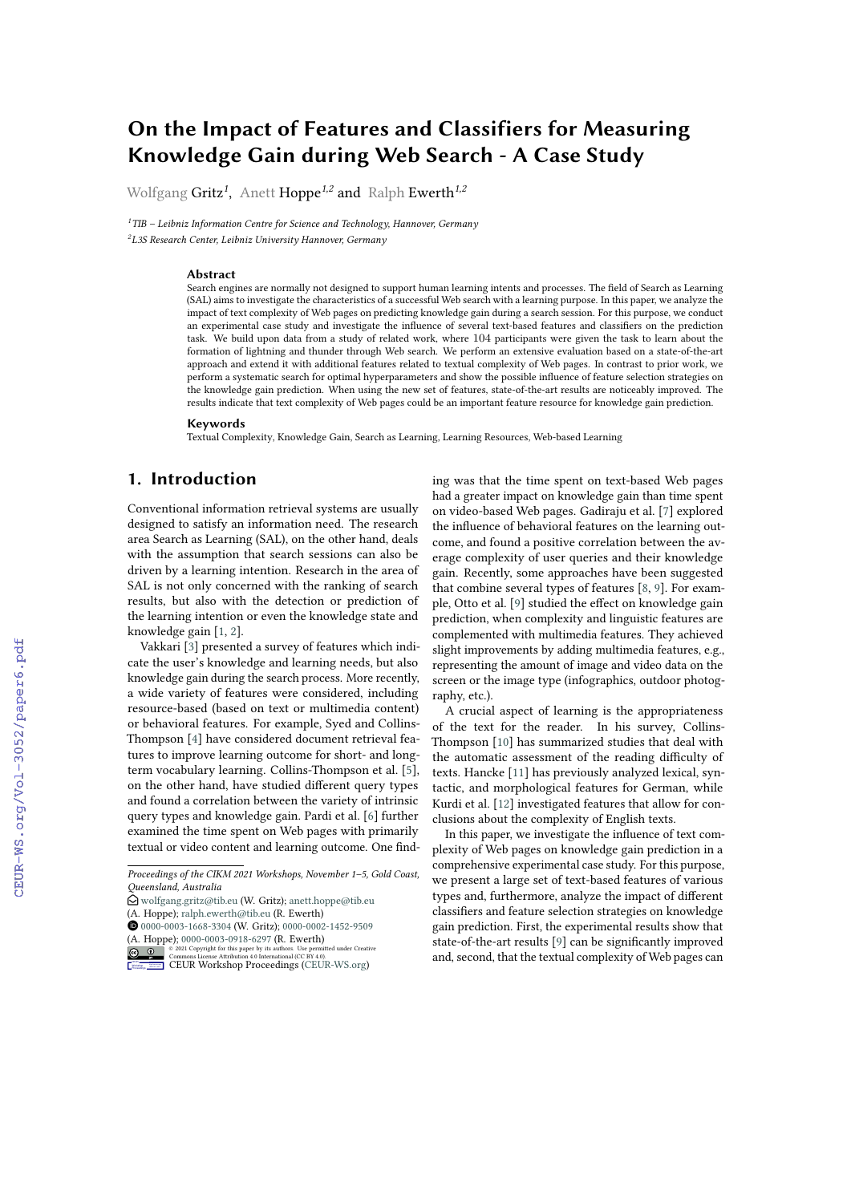# On the Impact of Features and Classifiers for Measuring Knowledge Gain during Web Search - A Case Study

Wolfgang Gritz[1], Anett Hoppe[1,2] and Ralph Ewerth[1,2]

[1] *TIB – Leibniz Information Centre for Science and Technology, Hannover, Germany*

[2] *L3S Research Center, Leibniz University Hannover, Germany*

### Abstract

Search engines are normally not designed to support human learning intents and processes. The field of Search as Learning (SAL) aims to investigate the characteristics of a successful Web search with a learning purpose. In this paper, we analyze the impact of text complexity of Web pages on predicting knowledge gain during a search session. For this purpose, we conduct an experimental case study and investigate the influence of several text-based features and classifiers on the prediction task. We build upon data from a study of related work, where 104 participants were given the task to learn about the formation of lightning and thunder through Web search. We perform an extensive evaluation based on a state-of-the-art approach and extend it with additional features related to textual complexity of Web pages. In contrast to prior work, we perform a systematic search for optimal hyperparameters and show the possible influence of feature selection strategies on the knowledge gain prediction. When using the new set of features, state-of-the-art results are noticeably improved. The results indicate that text complexity of Web pages could be an important feature resource for knowledge gain prediction.

### Keywords

Textual Complexity, Knowledge Gain, Search as Learning, Learning Resources, Web-based Learning

## 1. Introduction

Conventional information retrieval systems are usually designed to satisfy an information need. The research area Search as Learning (SAL), on the other hand, deals with the assumption that search sessions can also be driven by a learning intention. Research in the area of SAL is not only concerned with the ranking of search results, but also with the detection or prediction of the learning intention or even the knowledge state and knowledge gain [1, 2].

Vakkari [3] presented a survey of features which indicate the user's knowledge and learning needs, but also knowledge gain during the search process. More recently, a wide variety of features were considered, including resource-based (based on text or multimedia content) or behavioral features. For example, Syed and Collins-Thompson [4] have considered document retrieval features to improve learning outcome for short- and long-term vocabulary learning. Collins-Thompson et al. [5], on the other hand, have studied different query types and found a correlation between the variety of intrinsic query types and knowledge gain. Pardi et al. [6] further examined the time spent on Web pages with primarily textual or video content and learning outcome. One finding was that the time spent on text-based Web pages had a greater impact on knowledge gain than time spent on video-based Web pages. Gadiraju et al. [7] explored the influence of behavioral features on the learning outcome, and found a positive correlation between the average complexity of user queries and their knowledge gain. Recently, some approaches have been suggested that combine several types of features [8, 9]. For example, Otto et al. [9] studied the effect on knowledge gain prediction, when complexity and linguistic features are complemented with multimedia features. They achieved slight improvements by adding multimedia features, e.g., representing the amount of image and video data on the screen or the image type (infographics, outdoor photography, etc.).

A crucial aspect of learning is the appropriateness of the text for the reader. In his survey, Collins-Thompson [10] has summarized studies that deal with the automatic assessment of the reading difficulty of texts. Hancke [11] has previously analyzed lexical, syntactic, and morphological features for German, while Kurdi et al. [12] investigated features that allow for conclusions about the complexity of English texts.

In this paper, we investigate the influence of text complexity of Web pages on knowledge gain prediction in a comprehensive experimental case study. For this purpose, we present a large set of text-based features of various types and, furthermore, analyze the impact of different classifiers and feature selection strategies on knowledge gain prediction. First, the experimental results show that state-of-the-art results [9] can be significantly improved and, second, that the textual complexity of Web pages can

---

*Proceedings of the CIKM 2021 Workshops, November 1–5, Gold Coast, Queensland, Australia*

wolfgang.gritz@tib.eu (W. Gritz); anett.hoppe@tib.eu (A. Hoppe); ralph.ewerth@tib.eu (R. Ewerth)

0000-0003-1668-3304 (W. Gritz); 0000-0002-1452-9509 (A. Hoppe); 0000-0003-0918-6297 (R. Ewerth)

© 2021 Copyright for this paper by its authors. Use permitted under Creative Commons License Attribution 4.0 International (CC BY 4.0).

CEUR Workshop Proceedings (CEUR-WS.org)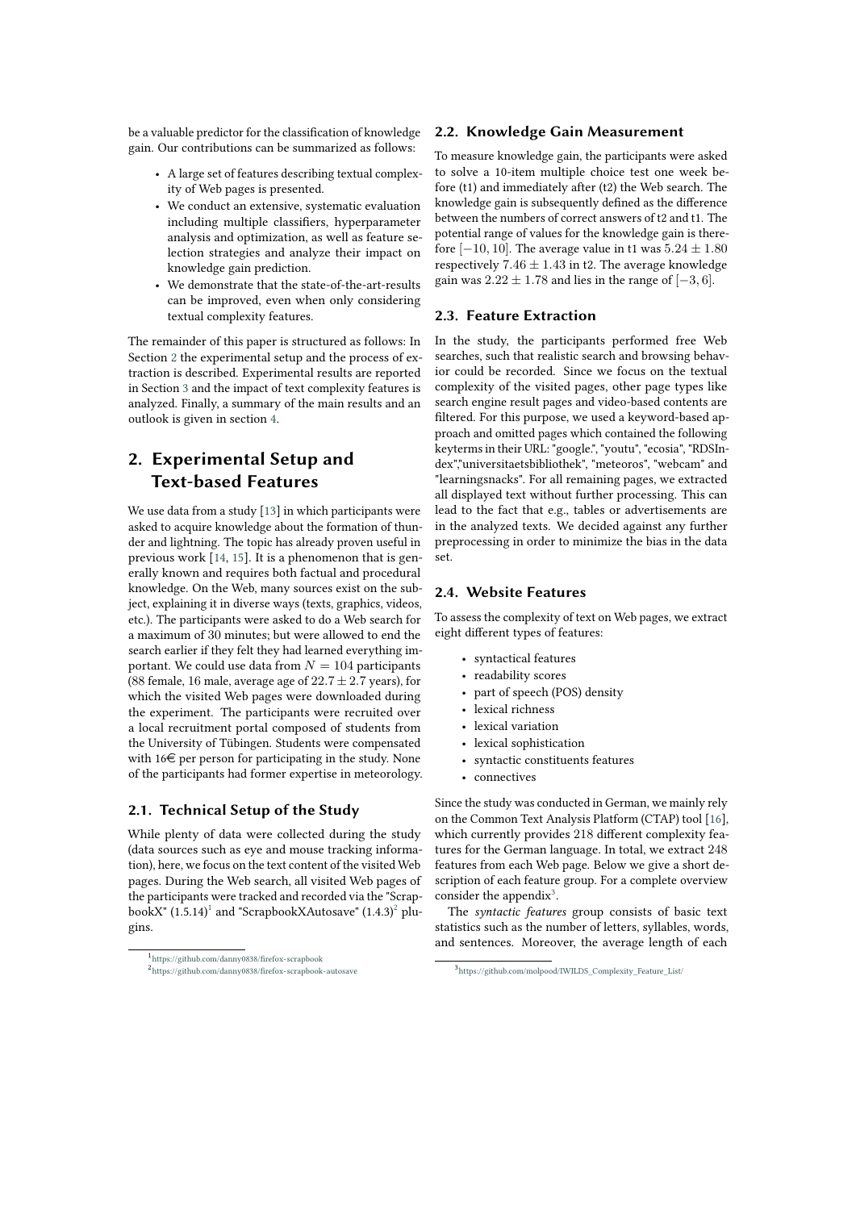be a valuable predictor for the classification of knowledge gain. Our contributions can be summarized as follows:

- A large set of features describing textual complexity of Web pages is presented.
- We conduct an extensive, systematic evaluation including multiple classifiers, hyperparameter analysis and optimization, as well as feature selection strategies and analyze their impact on knowledge gain prediction.
- We demonstrate that the state-of-the-art-results can be improved, even when only considering textual complexity features.

The remainder of this paper is structured as follows: In Section 2 the experimental setup and the process of extraction is described. Experimental results are reported in Section 3 and the impact of text complexity features is analyzed. Finally, a summary of the main results and an outlook is given in section 4.

# 2. Experimental Setup and Text-based Features

We use data from a study [13] in which participants were asked to acquire knowledge about the formation of thunder and lightning. The topic has already proven useful in previous work [14, 15]. It is a phenomenon that is generally known and requires both factual and procedural knowledge. On the Web, many sources exist on the subject, explaining it in diverse ways (texts, graphics, videos, etc.). The participants were asked to do a Web search for a maximum of 30 minutes; but were allowed to end the search earlier if they felt they had learned everything important. We could use data from $N = 104$ participants (88 female, 16 male, average age of $22.7 \pm 2.7$ years), for which the visited Web pages were downloaded during the experiment. The participants were recruited over a local recruitment portal composed of students from the University of Tübingen. Students were compensated with 16€ per person for participating in the study. None of the participants had former expertise in meteorology.

## 2.1. Technical Setup of the Study

While plenty of data were collected during the study (data sources such as eye and mouse tracking information), here, we focus on the text content of the visited Web pages. During the Web search, all visited Web pages of the participants were tracked and recorded via the "ScrapbookX" (1.5.14)[1] and "ScrapbookXAutosave" (1.4.3)[2] plugins.

[1] https://github.com/danny0838/firefox-scrapbook

[2] https://github.com/danny0838/firefox-scrapbook-autosave

## 2.2. Knowledge Gain Measurement

To measure knowledge gain, the participants were asked to solve a 10-item multiple choice test one week before (t1) and immediately after (t2) the Web search. The knowledge gain is subsequently defined as the difference between the numbers of correct answers of t2 and t1. The potential range of values for the knowledge gain is therefore $[-10, 10]$. The average value in t1 was $5.24 \pm 1.80$ respectively $7.46 \pm 1.43$ in t2. The average knowledge gain was $2.22 \pm 1.78$ and lies in the range of $[-3, 6]$.

## 2.3. Feature Extraction

In the study, the participants performed free Web searches, such that realistic search and browsing behavior could be recorded. Since we focus on the textual complexity of the visited pages, other page types like search engine result pages and video-based contents are filtered. For this purpose, we used a keyword-based approach and omitted pages which contained the following keyterms in their URL: "google.", "youtu", "ecosia", "RDSIndex","universitaetsbibliothek", "meteoros", "webcam" and "learningsnacks". For all remaining pages, we extracted all displayed text without further processing. This can lead to the fact that e.g., tables or advertisements are in the analyzed texts. We decided against any further preprocessing in order to minimize the bias in the data set.

## 2.4. Website Features

To assess the complexity of text on Web pages, we extract eight different types of features:

- syntactical features
- readability scores
- part of speech (POS) density
- lexical richness
- lexical variation
- lexical sophistication
- syntactic constituents features
- connectives

Since the study was conducted in German, we mainly rely on the Common Text Analysis Platform (CTAP) tool [16], which currently provides 218 different complexity features for the German language. In total, we extract 248 features from each Web page. Below we give a short description of each feature group. For a complete overview consider the appendix[3].

The *syntactic features* group consists of basic text statistics such as the number of letters, syllables, words, and sentences. Moreover, the average length of each

[3] https://github.com/molpood/IWILDS_Complexity_Feature_List/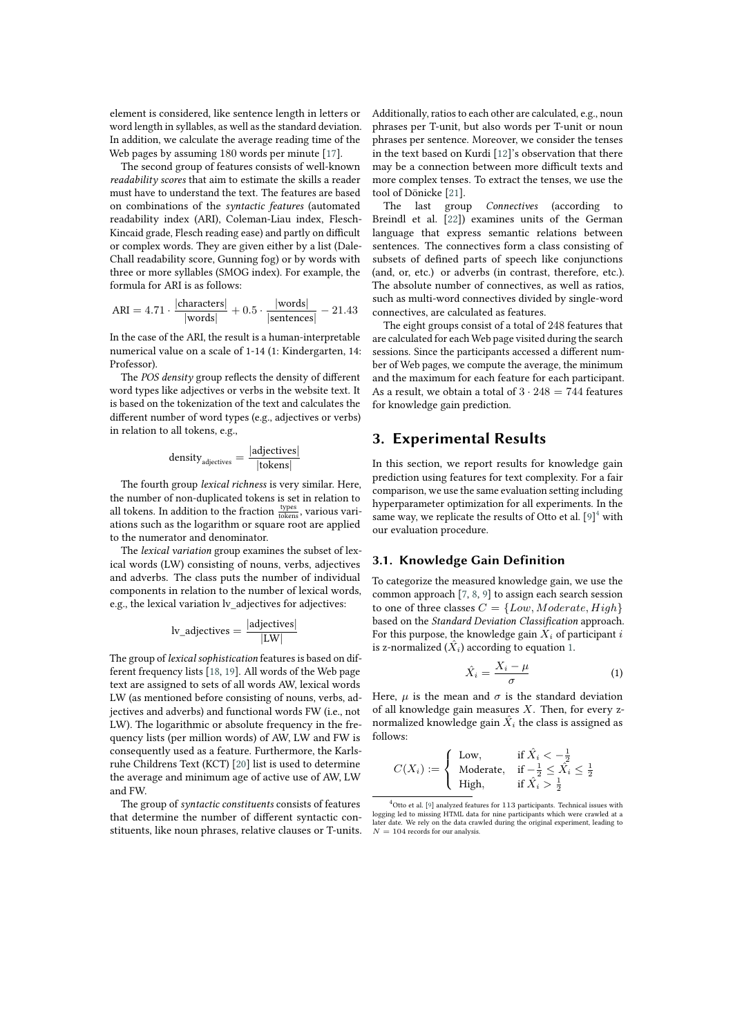element is considered, like sentence length in letters or word length in syllables, as well as the standard deviation. In addition, we calculate the average reading time of the Web pages by assuming 180 words per minute [17].

The second group of features consists of well-known *readability scores* that aim to estimate the skills a reader must have to understand the text. The features are based on combinations of the *syntactic features* (automated readability index (ARI), Coleman-Liau index, Flesch-Kincaid grade, Flesch reading ease) and partly on difficult or complex words. They are given either by a list (Dale-Chall readability score, Gunning fog) or by words with three or more syllables (SMOG index). For example, the formula for ARI is as follows:

$$\text{ARI} = 4.71 \cdot \frac{|\text{characters}|}{|\text{words}|} + 0.5 \cdot \frac{|\text{words}|}{|\text{sentences}|} - 21.43$$

In the case of the ARI, the result is a human-interpretable numerical value on a scale of 1-14 (1: Kindergarten, 14: Professor).

The *POS density* group reflects the density of different word types like adjectives or verbs in the website text. It is based on the tokenization of the text and calculates the different number of word types (e.g., adjectives or verbs) in relation to all tokens, e.g.,

$$\text{density}_{\text{adjectives}} = \frac{|\text{adjectives}|}{|\text{tokens}|}$$

The fourth group *lexical richness* is very similar. Here, the number of non-duplicated tokens is set in relation to all tokens. In addition to the fraction $\frac{\text{types}}{\text{tokens}}$, various variations such as the logarithm or square root are applied to the numerator and denominator.

The *lexical variation* group examines the subset of lexical words (LW) consisting of nouns, verbs, adjectives and adverbs. The class puts the number of individual components in relation to the number of lexical words, e.g., the lexical variation lv_adjectives for adjectives:

$$\text{lv\_adjectives} = \frac{|\text{adjectives}|}{|\text{LW}|}$$

The group of *lexical sophistication* features is based on different frequency lists [18, 19]. All words of the Web page text are assigned to sets of all words AW, lexical words LW (as mentioned before consisting of nouns, verbs, adjectives and adverbs) and functional words FW (i.e., not LW). The logarithmic or absolute frequency in the frequency lists (per million words) of AW, LW and FW is consequently used as a feature. Furthermore, the Karlsruhe Childrens Text (KCT) [20] list is used to determine the average and minimum age of active use of AW, LW and FW.

The group of *syntactic constituents* consists of features that determine the number of different syntactic constituents, like noun phrases, relative clauses or T-units. Additionally, ratios to each other are calculated, e.g., noun phrases per T-unit, but also words per T-unit or noun phrases per sentence. Moreover, we consider the tenses in the text based on Kurdi [12]'s observation that there may be a connection between more difficult texts and more complex tenses. To extract the tenses, we use the tool of Dönicke [21].

The last group *Connectives* (according to Breindl et al. [22]) examines units of the German language that express semantic relations between sentences. The connectives form a class consisting of subsets of defined parts of speech like conjunctions (and, or, etc.) or adverbs (in contrast, therefore, etc.). The absolute number of connectives, as well as ratios, such as multi-word connectives divided by single-word connectives, are calculated as features.

The eight groups consist of a total of 248 features that are calculated for each Web page visited during the search sessions. Since the participants accessed a different number of Web pages, we compute the average, the minimum and the maximum for each feature for each participant. As a result, we obtain a total of $3 \cdot 248 = 744$ features for knowledge gain prediction.

## 3. Experimental Results

In this section, we report results for knowledge gain prediction using features for text complexity. For a fair comparison, we use the same evaluation setting including hyperparameter optimization for all experiments. In the same way, we replicate the results of Otto et al. [9][4] with our evaluation procedure.

### 3.1. Knowledge Gain Definition

To categorize the measured knowledge gain, we use the common approach [7, 8, 9] to assign each search session to one of three classes $C = \{Low, Moderate, High\}$ based on the *Standard Deviation Classification* approach. For this purpose, the knowledge gain $X_i$ of participant $i$ is z-normalized ($\hat{X}_i$) according to equation 1.

$$\hat{X}_i = \frac{X_i - \mu}{\sigma} \tag{1}$$

Here, $\mu$ is the mean and $\sigma$ is the standard deviation of all knowledge gain measures $X$. Then, for every z-normalized knowledge gain $\hat{X}_i$ the class is assigned as follows:

$$C(X_i) := \begin{cases} \text{Low}, & \text{if } \hat{X}_i < -\frac{1}{2} \\ \text{Moderate}, & \text{if } -\frac{1}{2} \leq \hat{X}_i \leq \frac{1}{2} \\ \text{High}, & \text{if } \hat{X}_i > \frac{1}{2} \end{cases}$$

[4] Otto et al. [9] analyzed features for 113 participants. Technical issues with logging led to missing HTML data for nine participants which were crawled at a later date. We rely on the data crawled during the original experiment, leading to $N = 104$ records for our analysis.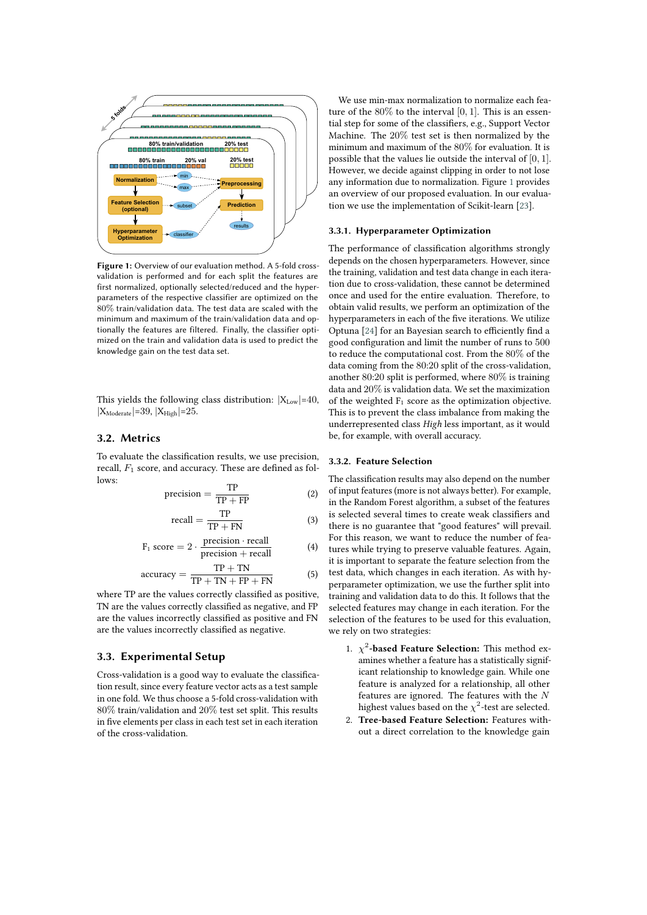Figure 1: Overview of our evaluation method. A 5-fold cross-validation is performed and for each split the features are first normalized, optionally selected/reduced and the hyperparameters of the respective classifier are optimized on the 80% train/validation data. The test data are scaled with the minimum and maximum of the train/validation data and optionally the features are filtered. Finally, the classifier optimized on the train and validation data is used to predict the knowledge gain on the test data set.

This yields the following class distribution: $|X_{\text{Low}}|$=40, $|X_{\text{Moderate}}|$=39, $|X_{\text{High}}|$=25.

## 3.2. Metrics

To evaluate the classification results, we use precision, recall, $F_1$ score, and accuracy. These are defined as follows:

$$\text{precision} = \frac{\text{TP}}{\text{TP} + \text{FP}} \tag{2}$$

$$\text{recall} = \frac{\text{TP}}{\text{TP} + \text{FN}} \tag{3}$$

$$\text{F}_1 \text{ score} = 2 \cdot \frac{\text{precision} \cdot \text{recall}}{\text{precision} + \text{recall}} \tag{4}$$

$$\text{accuracy} = \frac{\text{TP} + \text{TN}}{\text{TP} + \text{TN} + \text{FP} + \text{FN}} \tag{5}$$

where TP are the values correctly classified as positive, TN are the values correctly classified as negative, and FP are the values incorrectly classified as positive and FN are the values incorrectly classified as negative.

## 3.3. Experimental Setup

Cross-validation is a good way to evaluate the classification result, since every feature vector acts as a test sample in one fold. We thus choose a 5-fold cross-validation with 80% train/validation and 20% test set split. This results in five elements per class in each test set in each iteration of the cross-validation.

We use min-max normalization to normalize each feature of the 80% to the interval $[0, 1]$. This is an essential step for some of the classifiers, e.g., Support Vector Machine. The 20% test set is then normalized by the minimum and maximum of the 80% for evaluation. It is possible that the values lie outside the interval of $[0, 1]$. However, we decide against clipping in order to not lose any information due to normalization. Figure 1 provides an overview of our proposed evaluation. In our evaluation we use the implementation of Scikit-learn [23].

### 3.3.1. Hyperparameter Optimization

The performance of classification algorithms strongly depends on the chosen hyperparameters. However, since the training, validation and test data change in each iteration due to cross-validation, these cannot be determined once and used for the entire evaluation. Therefore, to obtain valid results, we perform an optimization of the hyperparameters in each of the five iterations. We utilize Optuna [24] for an Bayesian search to efficiently find a good configuration and limit the number of runs to 500 to reduce the computational cost. From the 80% of the data coming from the 80:20 split of the cross-validation, another 80:20 split is performed, where 80% is training data and 20% is validation data. We set the maximization of the weighted $\text{F}_1$ score as the optimization objective. This is to prevent the class imbalance from making the underrepresented class *High* less important, as it would be, for example, with overall accuracy.

### 3.3.2. Feature Selection

The classification results may also depend on the number of input features (more is not always better). For example, in the Random Forest algorithm, a subset of the features is selected several times to create weak classifiers and there is no guarantee that "good features" will prevail. For this reason, we want to reduce the number of features while trying to preserve valuable features. Again, it is important to separate the feature selection from the test data, which changes in each iteration. As with hyperparameter optimization, we use the further split into training and validation data to do this. It follows that the selected features may change in each iteration. For the selection of the features to be used for this evaluation, we rely on two strategies:

1. **$\chi^2$-based Feature Selection:** This method examines whether a feature has a statistically significant relationship to knowledge gain. While one feature is analyzed for a relationship, all other features are ignored. The features with the $N$ highest values based on the $\chi^2$-test are selected.
2. **Tree-based Feature Selection:** Features without a direct correlation to the knowledge gain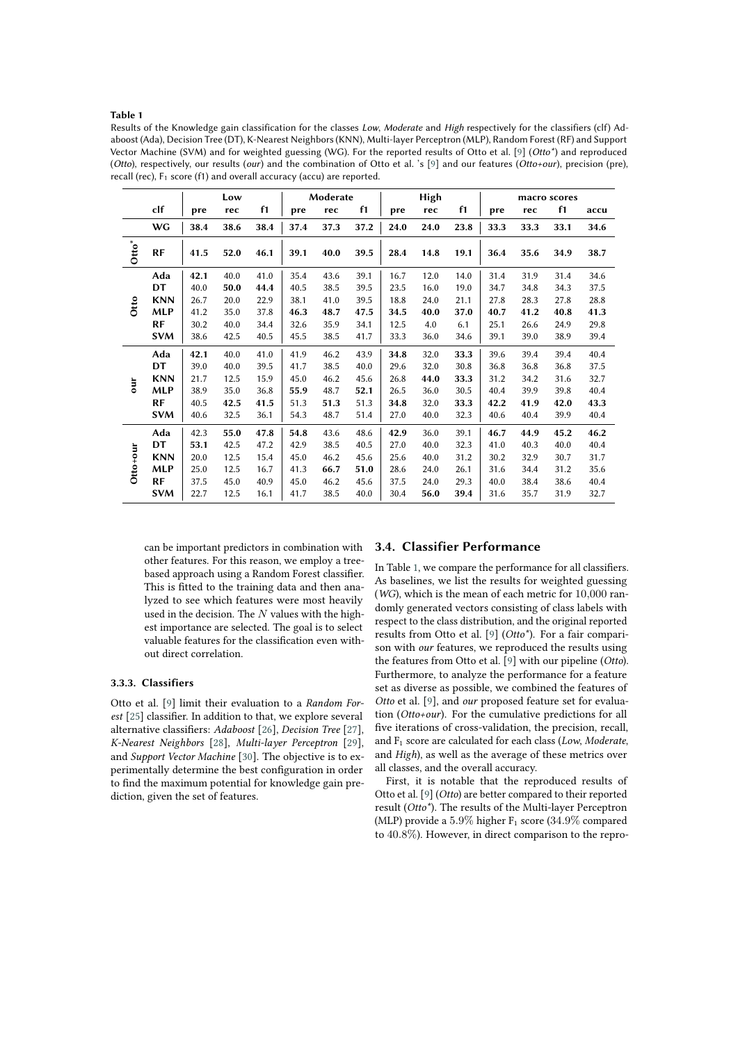**Table 1**

Results of the Knowledge gain classification for the classes *Low*, *Moderate* and *High* respectively for the classifiers (clf) Adaboost (Ada), Decision Tree (DT), K-Nearest Neighbors (KNN), Multi-layer Perceptron (MLP), Random Forest (RF) and Support Vector Machine (SVM) and for weighted guessing (WG). For the reported results of Otto et al. [9] (*Otto\**) and reproduced (*Otto*), respectively, our results (*our*) and the combination of Otto et al. 's [9] and our features (*Otto+our*), precision (pre), recall (rec), $F_1$ score (f1) and overall accuracy (accu) are reported.

| | | Low | | | Moderate | | | High | | | macro scores | | | |
|---|---|---|---|---|---|---|---|---|---|---|---|---|---|---|
| | **clf** | **pre** | **rec** | **f1** | **pre** | **rec** | **f1** | **pre** | **rec** | **f1** | **pre** | **rec** | **f1** | **accu** |
| | **WG** | **38.4** | **38.6** | **38.4** | **37.4** | **37.3** | **37.2** | **24.0** | **24.0** | **23.8** | **33.3** | **33.3** | **33.1** | **34.6** |
| **Otto\*** | **RF** | **41.5** | **52.0** | **46.1** | **39.1** | **40.0** | **39.5** | **28.4** | **14.8** | **19.1** | **36.4** | **35.6** | **34.9** | **38.7** |
| **Otto** | **Ada** | **42.1** | 40.0 | 41.0 | 35.4 | 43.6 | 39.1 | 16.7 | 12.0 | 14.0 | 31.4 | 31.9 | 31.4 | 34.6 |
| | **DT** | 40.0 | **50.0** | **44.4** | 40.5 | 38.5 | 39.5 | 23.5 | 16.0 | 19.0 | 34.7 | 34.8 | 34.3 | 37.5 |
| | **KNN** | 26.7 | 20.0 | 22.9 | 38.1 | 41.0 | 39.5 | 18.8 | 24.0 | 21.1 | 27.8 | 28.3 | 27.8 | 28.8 |
| | **MLP** | 41.2 | 35.0 | 37.8 | **46.3** | **48.7** | **47.5** | **34.5** | **40.0** | **37.0** | **40.7** | **41.2** | **40.8** | **41.3** |
| | **RF** | 30.2 | 40.0 | 34.4 | 32.6 | 35.9 | 34.1 | 12.5 | 4.0 | 6.1 | 25.1 | 26.6 | 24.9 | 29.8 |
| | **SVM** | 38.6 | 42.5 | 40.5 | 45.5 | 38.5 | 41.7 | 33.3 | 36.0 | 34.6 | 39.1 | 39.0 | 38.9 | 39.4 |
| **our** | **Ada** | **42.1** | 40.0 | 41.0 | 41.9 | 46.2 | 43.9 | **34.8** | 32.0 | **33.3** | 39.6 | 39.4 | 39.4 | 40.4 |
| | **DT** | 39.0 | 40.0 | 39.5 | 41.7 | 38.5 | 40.0 | 29.6 | 32.0 | 30.8 | 36.8 | 36.8 | 36.8 | 37.5 |
| | **KNN** | 21.7 | 12.5 | 15.9 | 45.0 | 46.2 | 45.6 | 26.8 | **44.0** | **33.3** | 31.2 | 34.2 | 31.6 | 32.7 |
| | **MLP** | 38.9 | 35.0 | 36.8 | **55.9** | 48.7 | **52.1** | 26.5 | 36.0 | 30.5 | 40.4 | 39.9 | 39.8 | 40.4 |
| | **RF** | 40.5 | **42.5** | **41.5** | 51.3 | **51.3** | 51.3 | **34.8** | 32.0 | **33.3** | **42.2** | **41.9** | **42.0** | **43.3** |
| | **SVM** | 40.6 | 32.5 | 36.1 | 54.3 | 48.7 | 51.4 | 27.0 | 40.0 | 32.3 | 40.6 | 40.4 | 39.9 | 40.4 |
| **Otto+our** | **Ada** | 42.3 | **55.0** | **47.8** | **54.8** | 43.6 | 48.6 | **42.9** | 36.0 | 39.1 | **46.7** | **44.9** | **45.2** | **46.2** |
| | **DT** | **53.1** | 42.5 | 47.2 | 42.9 | 38.5 | 40.5 | 27.0 | 40.0 | 32.3 | 41.0 | 40.3 | 40.0 | 40.4 |
| | **KNN** | 20.0 | 12.5 | 15.4 | 45.0 | 46.2 | 45.6 | 25.6 | 40.0 | 31.2 | 30.2 | 32.9 | 30.7 | 31.7 |
| | **MLP** | 25.0 | 12.5 | 16.7 | 41.3 | **66.7** | **51.0** | 28.6 | 24.0 | 26.1 | 31.6 | 34.4 | 31.2 | 35.6 |
| | **RF** | 37.5 | 45.0 | 40.9 | 45.0 | 46.2 | 45.6 | 37.5 | 24.0 | 29.3 | 40.0 | 38.4 | 38.6 | 40.4 |
| | **SVM** | 22.7 | 12.5 | 16.1 | 41.7 | 38.5 | 40.0 | 30.4 | **56.0** | **39.4** | 31.6 | 35.7 | 31.9 | 32.7 |

can be important predictors in combination with other features. For this reason, we employ a tree-based approach using a Random Forest classifier. This is fitted to the training data and then analyzed to see which features were most heavily used in the decision. The $N$ values with the highest importance are selected. The goal is to select valuable features for the classification even without direct correlation.

### 3.3.3. Classifiers

Otto et al. [9] limit their evaluation to a *Random Forest* [25] classifier. In addition to that, we explore several alternative classifiers: *Adaboost* [26], *Decision Tree* [27], *K-Nearest Neighbors* [28], *Multi-layer Perceptron* [29], and *Support Vector Machine* [30]. The objective is to experimentally determine the best configuration in order to find the maximum potential for knowledge gain prediction, given the set of features.

## 3.4. Classifier Performance

In Table 1, we compare the performance for all classifiers. As baselines, we list the results for weighted guessing (*WG*), which is the mean of each metric for $10{,}000$ randomly generated vectors consisting of class labels with respect to the class distribution, and the original reported results from Otto et al. [9] (*Otto\**). For a fair comparison with *our* features, we reproduced the results using the features from Otto et al. [9] with our pipeline (*Otto*). Furthermore, to analyze the performance for a feature set as diverse as possible, we combined the features of *Otto* et al. [9], and *our* proposed feature set for evaluation (*Otto+our*). For the cumulative predictions for all five iterations of cross-validation, the precision, recall, and $F_1$ score are calculated for each class (*Low*, *Moderate*, and *High*), as well as the average of these metrics over all classes, and the overall accuracy.

First, it is notable that the reproduced results of Otto et al. [9] (*Otto*) are better compared to their reported result (*Otto\**). The results of the Multi-layer Perceptron (MLP) provide a $5.9\%$ higher $F_1$ score ($34.9\%$ compared to $40.8\%$). However, in direct comparison to the repro-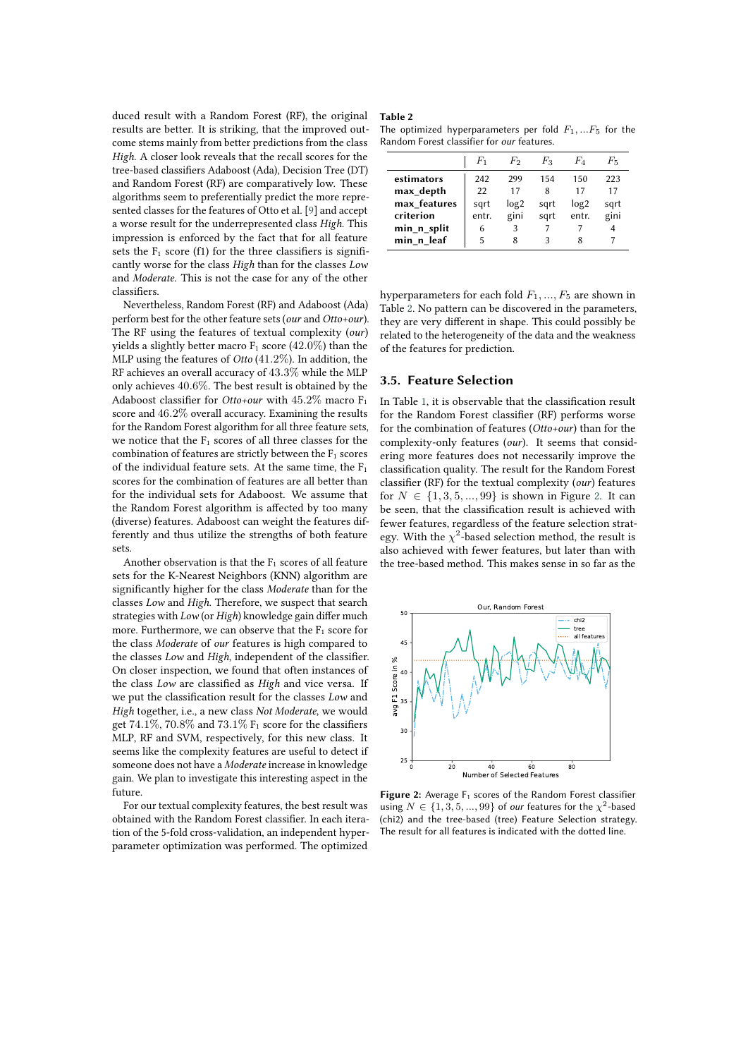duced result with a Random Forest (RF), the original results are better. It is striking, that the improved outcome stems mainly from better predictions from the class *High*. A closer look reveals that the recall scores for the tree-based classifiers Adaboost (Ada), Decision Tree (DT) and Random Forest (RF) are comparatively low. These algorithms seem to preferentially predict the more represented classes for the features of Otto et al. [9] and accept a worse result for the underrepresented class *High*. This impression is enforced by the fact that for all feature sets the $F_1$ score (f1) for the three classifiers is significantly worse for the class *High* than for the classes *Low* and *Moderate*. This is not the case for any of the other classifiers.

Nevertheless, Random Forest (RF) and Adaboost (Ada) perform best for the other feature sets (*our* and *Otto+our*). The RF using the features of textual complexity (*our*) yields a slightly better macro $F_1$ score ($42.0\%$) than the MLP using the features of *Otto* ($41.2\%$). In addition, the RF achieves an overall accuracy of $43.3\%$ while the MLP only achieves $40.6\%$. The best result is obtained by the Adaboost classifier for *Otto+our* with $45.2\%$ macro $F_1$ score and $46.2\%$ overall accuracy. Examining the results for the Random Forest algorithm for all three feature sets, we notice that the $F_1$ scores of all three classes for the combination of features are strictly between the $F_1$ scores of the individual feature sets. At the same time, the $F_1$ scores for the combination of features are all better than for the individual sets for Adaboost. We assume that the Random Forest algorithm is affected by too many (diverse) features. Adaboost can weight the features differently and thus utilize the strengths of both feature sets.

Another observation is that the $F_1$ scores of all feature sets for the K-Nearest Neighbors (KNN) algorithm are significantly higher for the class *Moderate* than for the classes *Low* and *High*. Therefore, we suspect that search strategies with *Low* (or *High*) knowledge gain differ much more. Furthermore, we can observe that the $F_1$ score for the class *Moderate* of *our* features is high compared to the classes *Low* and *High*, independent of the classifier. On closer inspection, we found that often instances of the class *Low* are classified as *High* and vice versa. If we put the classification result for the classes *Low* and *High* together, i.e., a new class *Not Moderate*, we would get $74.1\%$, $70.8\%$ and $73.1\%$ $F_1$ score for the classifiers MLP, RF and SVM, respectively, for this new class. It seems like the complexity features are useful to detect if someone does not have a *Moderate* increase in knowledge gain. We plan to investigate this interesting aspect in the future.

For our textual complexity features, the best result was obtained with the Random Forest classifier. In each iteration of the 5-fold cross-validation, an independent hyperparameter optimization was performed. The optimized hyperparameters for each fold $F_1, \ldots, F_5$ are shown in Table 2. No pattern can be discovered in the parameters, they are very different in shape. This could possibly be related to the heterogeneity of the data and the weakness of the features for prediction.

**Table 2**
The optimized hyperparameters per fold $F_1, \ldots F_5$ for the Random Forest classifier for *our* features.

| | $F_1$ | $F_2$ | $F_3$ | $F_4$ | $F_5$ |
|---|---|---|---|---|---|
| **estimators** | 242 | 299 | 154 | 150 | 223 |
| **max_depth** | 22 | 17 | 8 | 17 | 17 |
| **max_features** | sqrt | log2 | sqrt | log2 | sqrt |
| **criterion** | entr. | gini | sqrt | entr. | gini |
| **min_n_split** | 6 | 3 | 7 | 7 | 4 |
| **min_n_leaf** | 5 | 8 | 3 | 8 | 7 |

## 3.5. Feature Selection

In Table 1, it is observable that the classification result for the Random Forest classifier (RF) performs worse for the combination of features (*Otto+our*) than for the complexity-only features (*our*). It seems that considering more features does not necessarily improve the classification quality. The result for the Random Forest classifier (RF) for the textual complexity (*our*) features for $N \in \{1, 3, 5, \ldots, 99\}$ is shown in Figure 2. It can be seen, that the classification result is achieved with fewer features, regardless of the feature selection strategy. With the $\chi^2$-based selection method, the result is also achieved with fewer features, but later than with the tree-based method. This makes sense in so far as the

**Figure 2:** Average $F_1$ scores of the Random Forest classifier using $N \in \{1, 3, 5, \ldots, 99\}$ of *our* features for the $\chi^2$-based (chi2) and the tree-based (tree) Feature Selection strategy. The result for all features is indicated with the dotted line.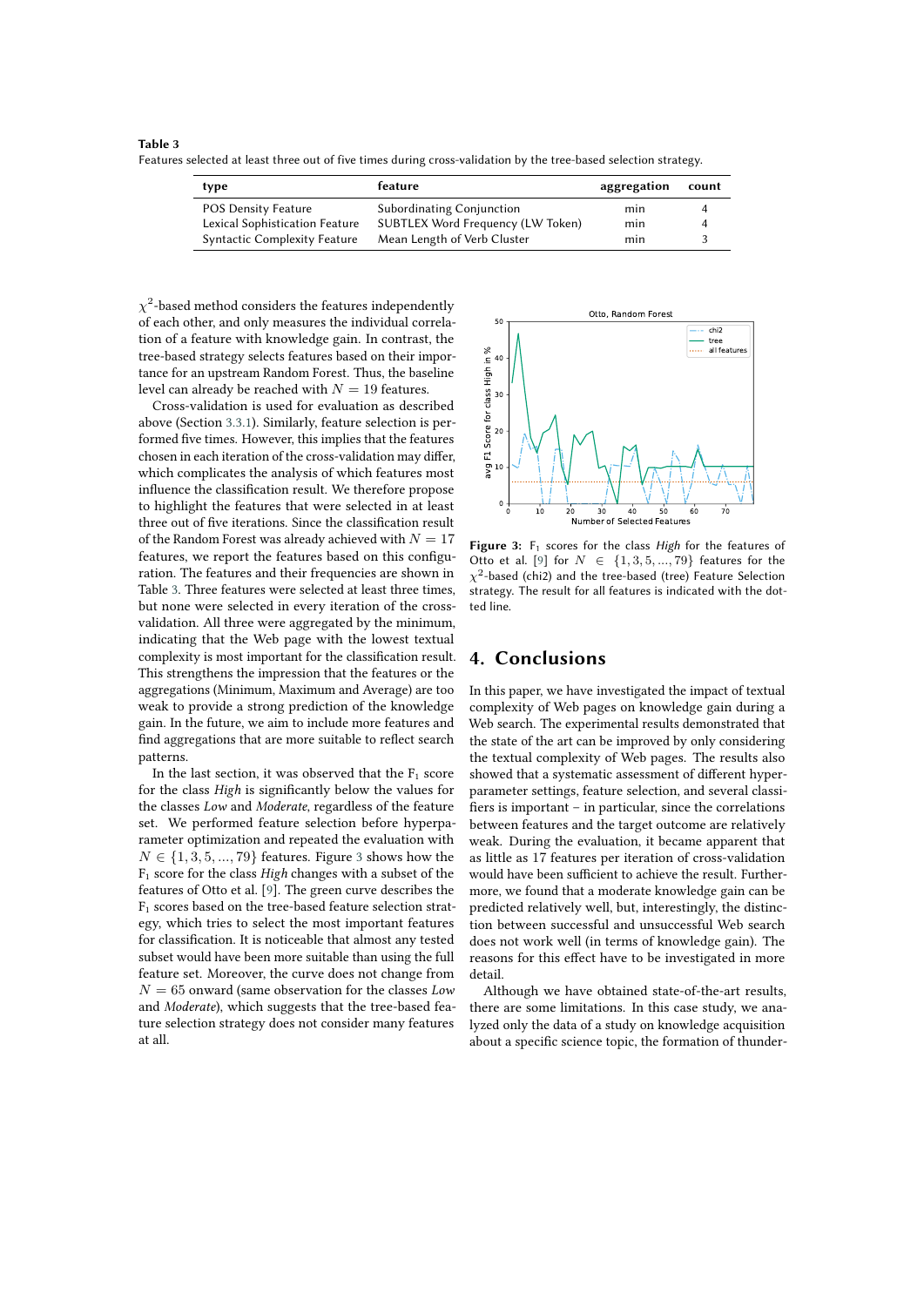**Table 3**
Features selected at least three out of five times during cross-validation by the tree-based selection strategy.

| type | feature | aggregation | count |
|---|---|---|---|
| POS Density Feature | Subordinating Conjunction | min | 4 |
| Lexical Sophistication Feature | SUBTLEX Word Frequency (LW Token) | min | 4 |
| Syntactic Complexity Feature | Mean Length of Verb Cluster | min | 3 |

$\chi^2$-based method considers the features independently of each other, and only measures the individual correlation of a feature with knowledge gain. In contrast, the tree-based strategy selects features based on their importance for an upstream Random Forest. Thus, the baseline level can already be reached with $N = 19$ features.

Cross-validation is used for evaluation as described above (Section 3.3.1). Similarly, feature selection is performed five times. However, this implies that the features chosen in each iteration of the cross-validation may differ, which complicates the analysis of which features most influence the classification result. We therefore propose to highlight the features that were selected in at least three out of five iterations. Since the classification result of the Random Forest was already achieved with $N = 17$ features, we report the features based on this configuration. The features and their frequencies are shown in Table 3. Three features were selected at least three times, but none were selected in every iteration of the cross-validation. All three were aggregated by the minimum, indicating that the Web page with the lowest textual complexity is most important for the classification result. This strengthens the impression that the features or the aggregations (Minimum, Maximum and Average) are too weak to provide a strong prediction of the knowledge gain. In the future, we aim to include more features and find aggregations that are more suitable to reflect search patterns.

In the last section, it was observed that the $F_1$ score for the class *High* is significantly below the values for the classes *Low* and *Moderate*, regardless of the feature set. We performed feature selection before hyperparameter optimization and repeated the evaluation with $N \in \{1, 3, 5, ..., 79\}$ features. Figure 3 shows how the $F_1$ score for the class *High* changes with a subset of the features of Otto et al. [9]. The green curve describes the $F_1$ scores based on the tree-based feature selection strategy, which tries to select the most important features for classification. It is noticeable that almost any tested subset would have been more suitable than using the full feature set. Moreover, the curve does not change from $N = 65$ onward (same observation for the classes *Low* and *Moderate*), which suggests that the tree-based feature selection strategy does not consider many features at all.

**Figure 3:** $F_1$ scores for the class *High* for the features of Otto et al. [9] for $N \in \{1, 3, 5, ..., 79\}$ features for the $\chi^2$-based (chi2) and the tree-based (tree) Feature Selection strategy. The result for all features is indicated with the dotted line.

## 4. Conclusions

In this paper, we have investigated the impact of textual complexity of Web pages on knowledge gain during a Web search. The experimental results demonstrated that the state of the art can be improved by only considering the textual complexity of Web pages. The results also showed that a systematic assessment of different hyperparameter settings, feature selection, and several classifiers is important – in particular, since the correlations between features and the target outcome are relatively weak. During the evaluation, it became apparent that as little as 17 features per iteration of cross-validation would have been sufficient to achieve the result. Furthermore, we found that a moderate knowledge gain can be predicted relatively well, but, interestingly, the distinction between successful and unsuccessful Web search does not work well (in terms of knowledge gain). The reasons for this effect have to be investigated in more detail.

Although we have obtained state-of-the-art results, there are some limitations. In this case study, we analyzed only the data of a study on knowledge acquisition about a specific science topic, the formation of thunder-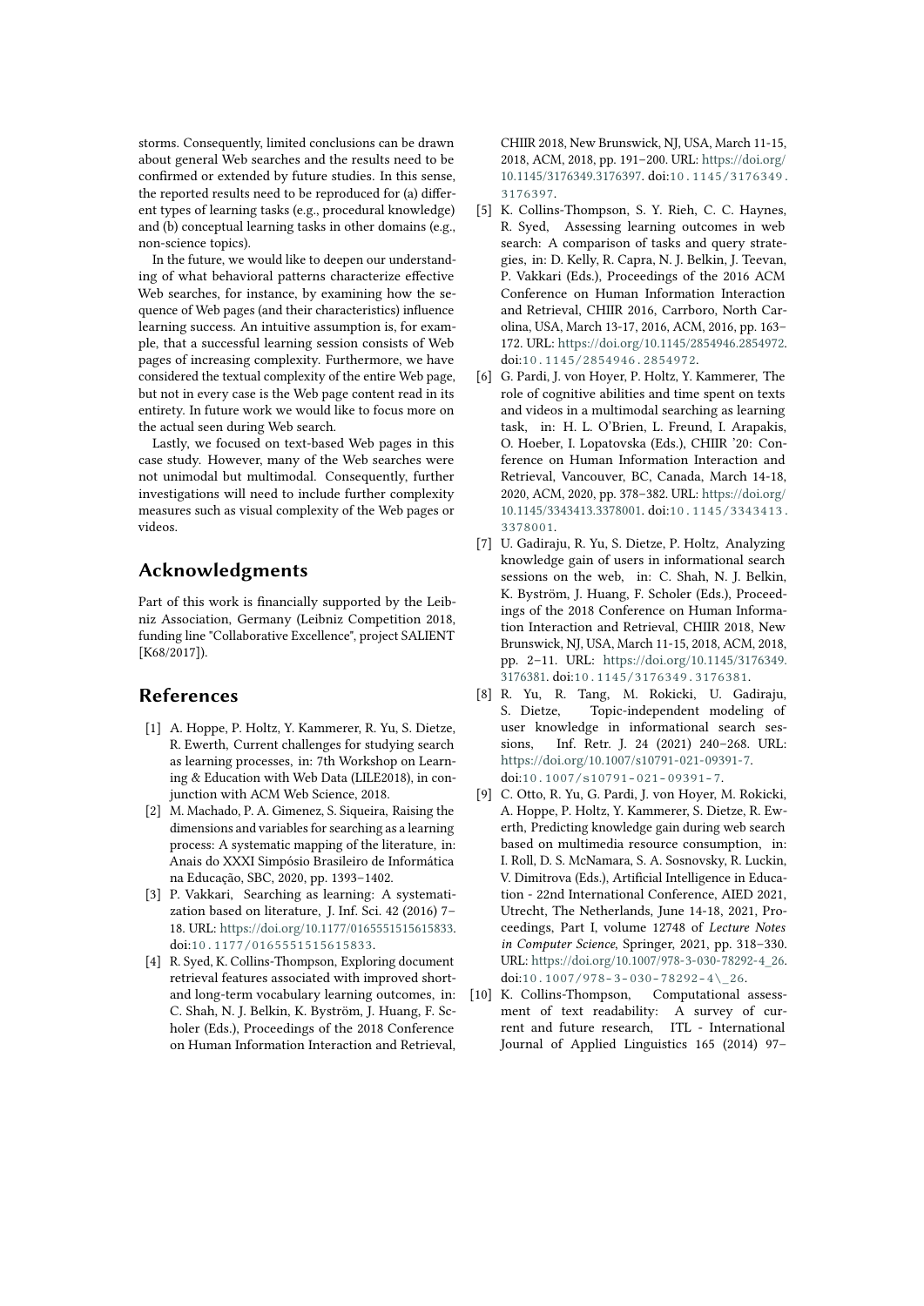storms. Consequently, limited conclusions can be drawn about general Web searches and the results need to be confirmed or extended by future studies. In this sense, the reported results need to be reproduced for (a) different types of learning tasks (e.g., procedural knowledge) and (b) conceptual learning tasks in other domains (e.g., non-science topics).

In the future, we would like to deepen our understanding of what behavioral patterns characterize effective Web searches, for instance, by examining how the sequence of Web pages (and their characteristics) influence learning success. An intuitive assumption is, for example, that a successful learning session consists of Web pages of increasing complexity. Furthermore, we have considered the textual complexity of the entire Web page, but not in every case is the Web page content read in its entirety. In future work we would like to focus more on the actual seen during Web search.

Lastly, we focused on text-based Web pages in this case study. However, many of the Web searches were not unimodal but multimodal. Consequently, further investigations will need to include further complexity measures such as visual complexity of the Web pages or videos.

## Acknowledgments

Part of this work is financially supported by the Leibniz Association, Germany (Leibniz Competition 2018, funding line "Collaborative Excellence", project SALIENT [K68/2017]).

## References

[1] A. Hoppe, P. Holtz, Y. Kammerer, R. Yu, S. Dietze, R. Ewerth, Current challenges for studying search as learning processes, in: 7th Workshop on Learning & Education with Web Data (LILE2018), in conjunction with ACM Web Science, 2018.

[2] M. Machado, P. A. Gimenez, S. Siqueira, Raising the dimensions and variables for searching as a learning process: A systematic mapping of the literature, in: Anais do XXXI Simpósio Brasileiro de Informática na Educação, SBC, 2020, pp. 1393–1402.

[3] P. Vakkari, Searching as learning: A systematization based on literature, J. Inf. Sci. 42 (2016) 7–18. URL: https://doi.org/10.1177/0165551515615833. doi:10.1177/0165551515615833.

[4] R. Syed, K. Collins-Thompson, Exploring document retrieval features associated with improved short- and long-term vocabulary learning outcomes, in: C. Shah, N. J. Belkin, K. Byström, J. Huang, F. Scholer (Eds.), Proceedings of the 2018 Conference on Human Information Interaction and Retrieval, CHIIR 2018, New Brunswick, NJ, USA, March 11-15, 2018, ACM, 2018, pp. 191–200. URL: https://doi.org/10.1145/3176349.3176397. doi:10.1145/3176349.3176397.

[5] K. Collins-Thompson, S. Y. Rieh, C. C. Haynes, R. Syed, Assessing learning outcomes in web search: A comparison of tasks and query strategies, in: D. Kelly, R. Capra, N. J. Belkin, J. Teevan, P. Vakkari (Eds.), Proceedings of the 2016 ACM Conference on Human Information Interaction and Retrieval, CHIIR 2016, Carrboro, North Carolina, USA, March 13-17, 2016, ACM, 2016, pp. 163–172. URL: https://doi.org/10.1145/2854946.2854972. doi:10.1145/2854946.2854972.

[6] G. Pardi, J. von Hoyer, P. Holtz, Y. Kammerer, The role of cognitive abilities and time spent on texts and videos in a multimodal searching as learning task, in: H. L. O'Brien, L. Freund, I. Arapakis, O. Hoeber, I. Lopatovska (Eds.), CHIIR '20: Conference on Human Information Interaction and Retrieval, Vancouver, BC, Canada, March 14-18, 2020, ACM, 2020, pp. 378–382. URL: https://doi.org/10.1145/3343413.3378001. doi:10.1145/3343413.3378001.

[7] U. Gadiraju, R. Yu, S. Dietze, P. Holtz, Analyzing knowledge gain of users in informational search sessions on the web, in: C. Shah, N. J. Belkin, K. Byström, J. Huang, F. Scholer (Eds.), Proceedings of the 2018 Conference on Human Information Interaction and Retrieval, CHIIR 2018, New Brunswick, NJ, USA, March 11-15, 2018, ACM, 2018, pp. 2–11. URL: https://doi.org/10.1145/3176349.3176381. doi:10.1145/3176349.3176381.

[8] R. Yu, R. Tang, M. Rokicki, U. Gadiraju, S. Dietze, Topic-independent modeling of user knowledge in informational search sessions, Inf. Retr. J. 24 (2021) 240–268. URL: https://doi.org/10.1007/s10791-021-09391-7. doi:10.1007/s10791-021-09391-7.

[9] C. Otto, R. Yu, G. Pardi, J. von Hoyer, M. Rokicki, A. Hoppe, P. Holtz, Y. Kammerer, S. Dietze, R. Ewerth, Predicting knowledge gain during web search based on multimedia resource consumption, in: I. Roll, D. S. McNamara, S. A. Sosnovsky, R. Luckin, V. Dimitrova (Eds.), Artificial Intelligence in Education - 22nd International Conference, AIED 2021, Utrecht, The Netherlands, June 14-18, 2021, Proceedings, Part I, volume 12748 of *Lecture Notes in Computer Science*, Springer, 2021, pp. 318–330. URL: https://doi.org/10.1007/978-3-030-78292-4_26. doi:10.1007/978-3-030-78292-4\_26.

[10] K. Collins-Thompson, Computational assessment of text readability: A survey of current and future research, ITL - International Journal of Applied Linguistics 165 (2014) 97–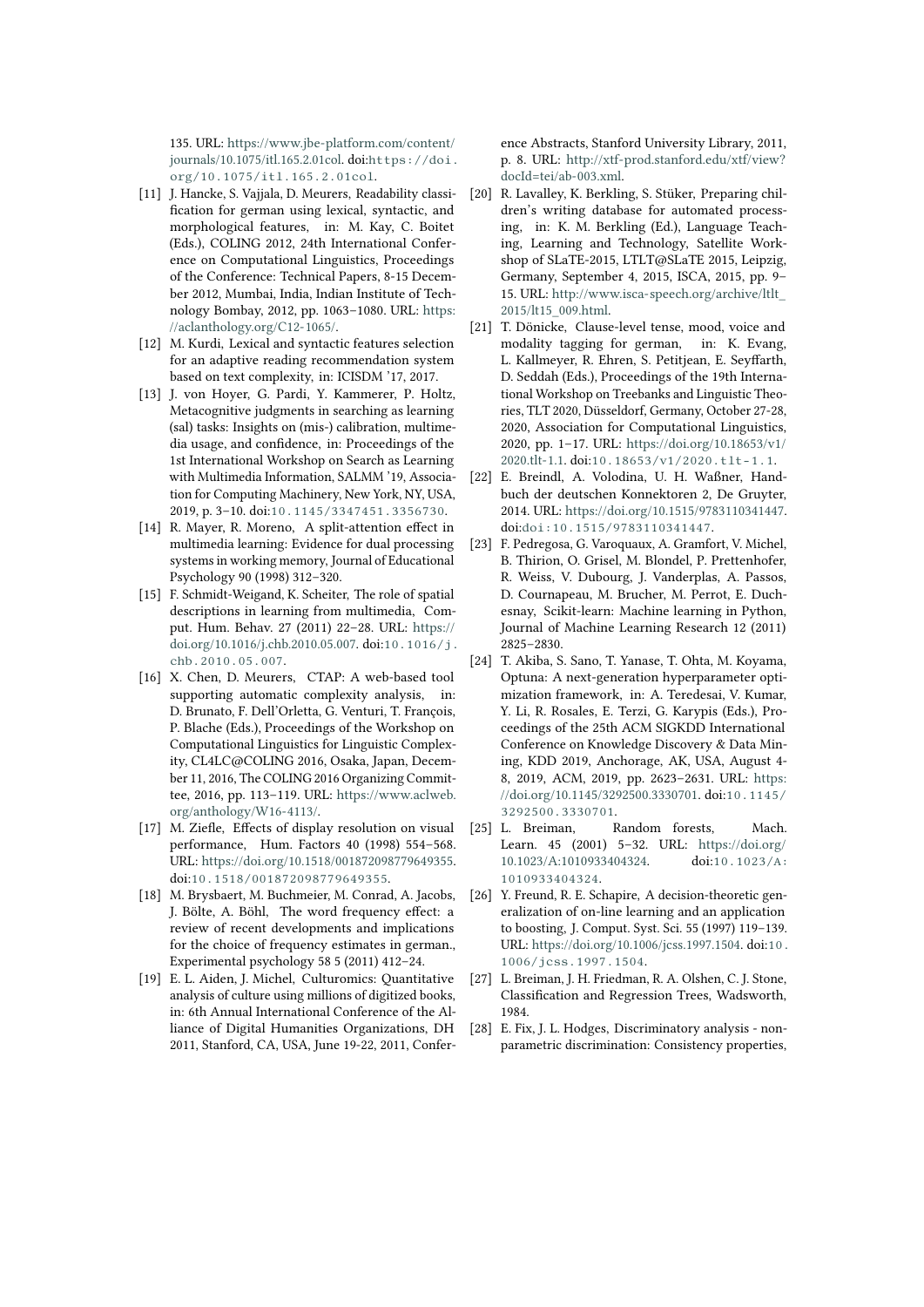135. URL: https://www.jbe-platform.com/content/journals/10.1075/itl.165.2.01col. doi:https://doi.org/10.1075/itl.165.2.01col.

[11] J. Hancke, S. Vajjala, D. Meurers, Readability classification for german using lexical, syntactic, and morphological features, in: M. Kay, C. Boitet (Eds.), COLING 2012, 24th International Conference on Computational Linguistics, Proceedings of the Conference: Technical Papers, 8-15 December 2012, Mumbai, India, Indian Institute of Technology Bombay, 2012, pp. 1063–1080. URL: https://aclanthology.org/C12-1065/.

[12] M. Kurdi, Lexical and syntactic features selection for an adaptive reading recommendation system based on text complexity, in: ICISDM '17, 2017.

[13] J. von Hoyer, G. Pardi, Y. Kammerer, P. Holtz, Metacognitive judgments in searching as learning (sal) tasks: Insights on (mis-) calibration, multimedia usage, and confidence, in: Proceedings of the 1st International Workshop on Search as Learning with Multimedia Information, SALMM '19, Association for Computing Machinery, New York, NY, USA, 2019, p. 3–10. doi:10.1145/3347451.3356730.

[14] R. Mayer, R. Moreno, A split-attention effect in multimedia learning: Evidence for dual processing systems in working memory, Journal of Educational Psychology 90 (1998) 312–320.

[15] F. Schmidt-Weigand, K. Scheiter, The role of spatial descriptions in learning from multimedia, Comput. Hum. Behav. 27 (2011) 22–28. URL: https://doi.org/10.1016/j.chb.2010.05.007. doi:10.1016/j.chb.2010.05.007.

[16] X. Chen, D. Meurers, CTAP: A web-based tool supporting automatic complexity analysis, in: D. Brunato, F. Dell'Orletta, G. Venturi, T. François, P. Blache (Eds.), Proceedings of the Workshop on Computational Linguistics for Linguistic Complexity, CL4LC@COLING 2016, Osaka, Japan, December 11, 2016, The COLING 2016 Organizing Committee, 2016, pp. 113–119. URL: https://www.aclweb.org/anthology/W16-4113/.

[17] M. Ziefle, Effects of display resolution on visual performance, Hum. Factors 40 (1998) 554–568. URL: https://doi.org/10.1518/001872098779649355. doi:10.1518/001872098779649355.

[18] M. Brysbaert, M. Buchmeier, M. Conrad, A. Jacobs, J. Bölte, A. Böhl, The word frequency effect: a review of recent developments and implications for the choice of frequency estimates in german., Experimental psychology 58 5 (2011) 412–24.

[19] E. L. Aiden, J. Michel, Culturomics: Quantitative analysis of culture using millions of digitized books, in: 6th Annual International Conference of the Alliance of Digital Humanities Organizations, DH 2011, Stanford, CA, USA, June 19-22, 2011, Conference Abstracts, Stanford University Library, 2011, p. 8. URL: http://xtf-prod.stanford.edu/xtf/view?docId=tei/ab-003.xml.

[20] R. Lavalley, K. Berkling, S. Stüker, Preparing children's writing database for automated processing, in: K. M. Berkling (Ed.), Language Teaching, Learning and Technology, Satellite Workshop of SLaTE-2015, LTLT@SLaTE 2015, Leipzig, Germany, September 4, 2015, ISCA, 2015, pp. 9–15. URL: http://www.isca-speech.org/archive/ltlt_2015/lt15_009.html.

[21] T. Dönicke, Clause-level tense, mood, voice and modality tagging for german, in: K. Evang, L. Kallmeyer, R. Ehren, S. Petitjean, E. Seyffarth, D. Seddah (Eds.), Proceedings of the 19th International Workshop on Treebanks and Linguistic Theories, TLT 2020, Düsseldorf, Germany, October 27-28, 2020, Association for Computational Linguistics, 2020, pp. 1–17. URL: https://doi.org/10.18653/v1/2020.tlt-1.1. doi:10.18653/v1/2020.tlt-1.1.

[22] E. Breindl, A. Volodina, U. H. Waßner, Handbuch der deutschen Konnektoren 2, De Gruyter, 2014. URL: https://doi.org/10.1515/9783110341447. doi:10.1515/9783110341447.

[23] F. Pedregosa, G. Varoquaux, A. Gramfort, V. Michel, B. Thirion, O. Grisel, M. Blondel, P. Prettenhofer, R. Weiss, V. Dubourg, J. Vanderplas, A. Passos, D. Cournapeau, M. Brucher, M. Perrot, E. Duchesnay, Scikit-learn: Machine learning in Python, Journal of Machine Learning Research 12 (2011) 2825–2830.

[24] T. Akiba, S. Sano, T. Yanase, T. Ohta, M. Koyama, Optuna: A next-generation hyperparameter optimization framework, in: A. Teredesai, V. Kumar, Y. Li, R. Rosales, E. Terzi, G. Karypis (Eds.), Proceedings of the 25th ACM SIGKDD International Conference on Knowledge Discovery & Data Mining, KDD 2019, Anchorage, AK, USA, August 4-8, 2019, ACM, 2019, pp. 2623–2631. URL: https://doi.org/10.1145/3292500.3330701. doi:10.1145/3292500.3330701.

[25] L. Breiman, Random forests, Mach. Learn. 45 (2001) 5–32. URL: https://doi.org/10.1023/A:1010933404324. doi:10.1023/A:1010933404324.

[26] Y. Freund, R. E. Schapire, A decision-theoretic generalization of on-line learning and an application to boosting, J. Comput. Syst. Sci. 55 (1997) 119–139. URL: https://doi.org/10.1006/jcss.1997.1504. doi:10.1006/jcss.1997.1504.

[27] L. Breiman, J. H. Friedman, R. A. Olshen, C. J. Stone, Classification and Regression Trees, Wadsworth, 1984.

[28] E. Fix, J. L. Hodges, Discriminatory analysis - nonparametric discrimination: Consistency properties,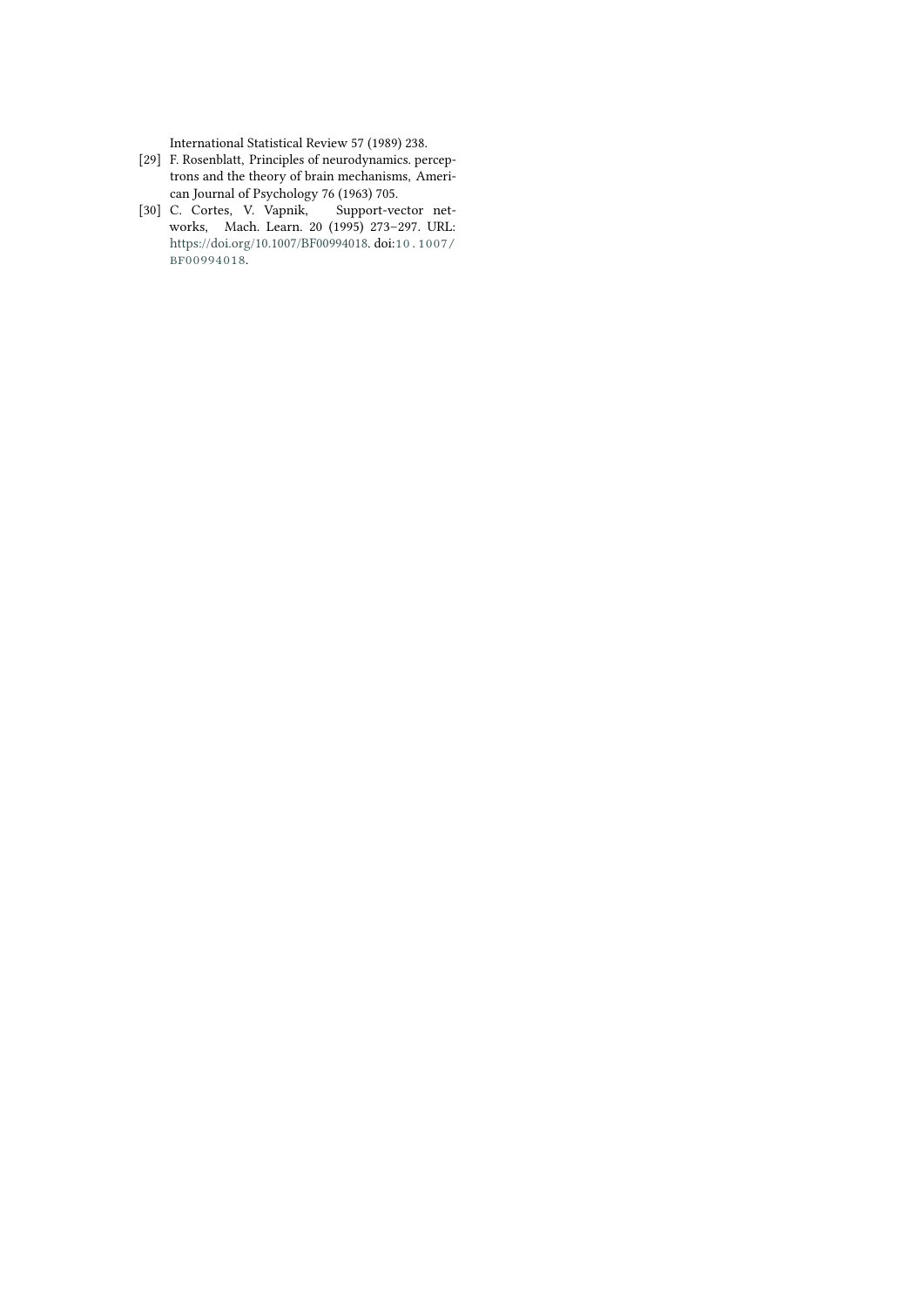International Statistical Review 57 (1989) 238.

[29] F. Rosenblatt, Principles of neurodynamics. perceptrons and the theory of brain mechanisms, American Journal of Psychology 76 (1963) 705.

[30] C. Cortes, V. Vapnik, Support-vector networks, Mach. Learn. 20 (1995) 273–297. URL: https://doi.org/10.1007/BF00994018. doi:10.1007/BF00994018.